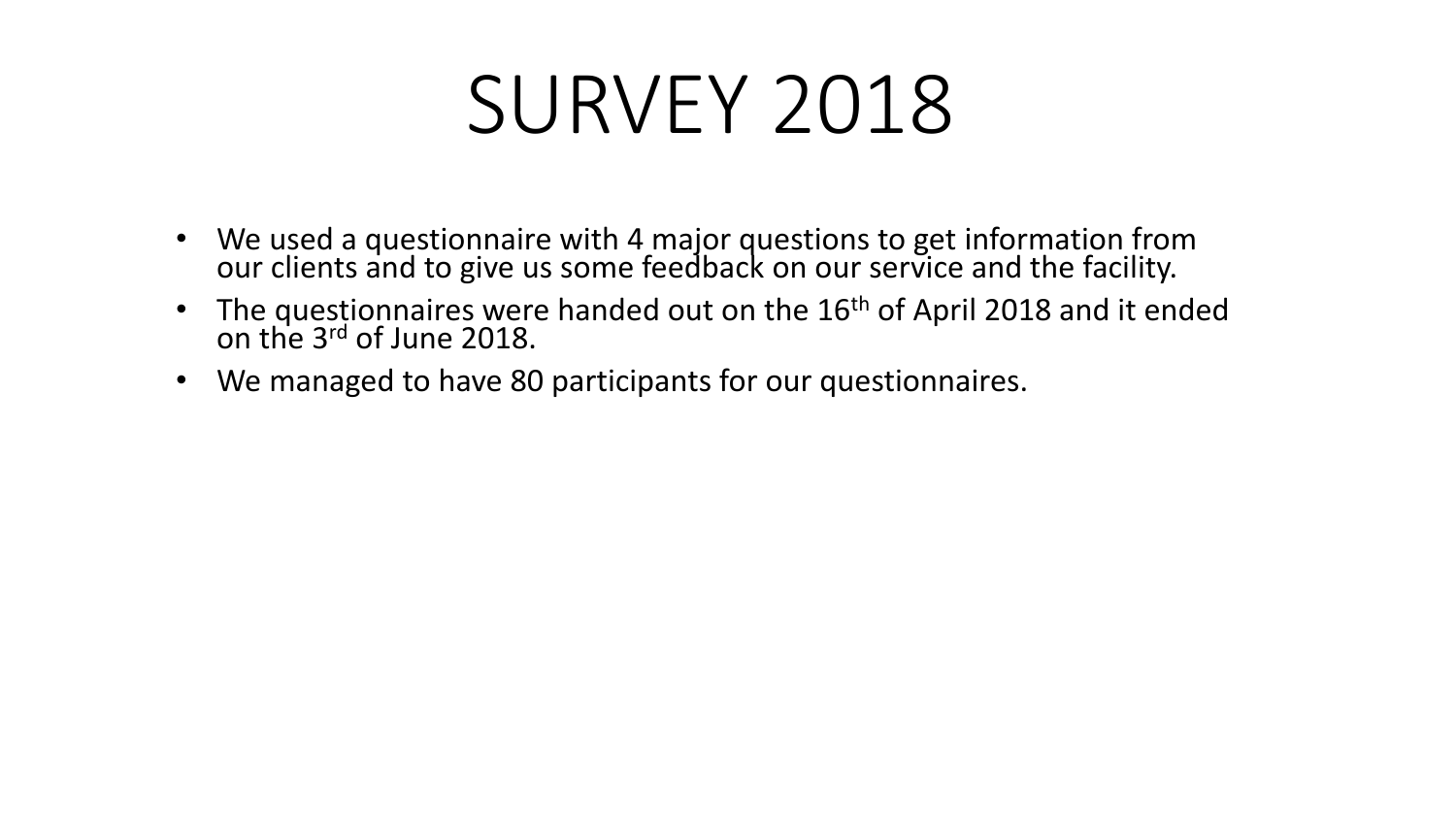# SURVEY 2018

- We used a questionnaire with 4 major questions to get information from our clients and to give us some feedback on our service and the facility.
- The questionnaires were handed out on the 16th of April 2018 and it ended on the 3rd of June 2018.
- We managed to have 80 participants for our questionnaires.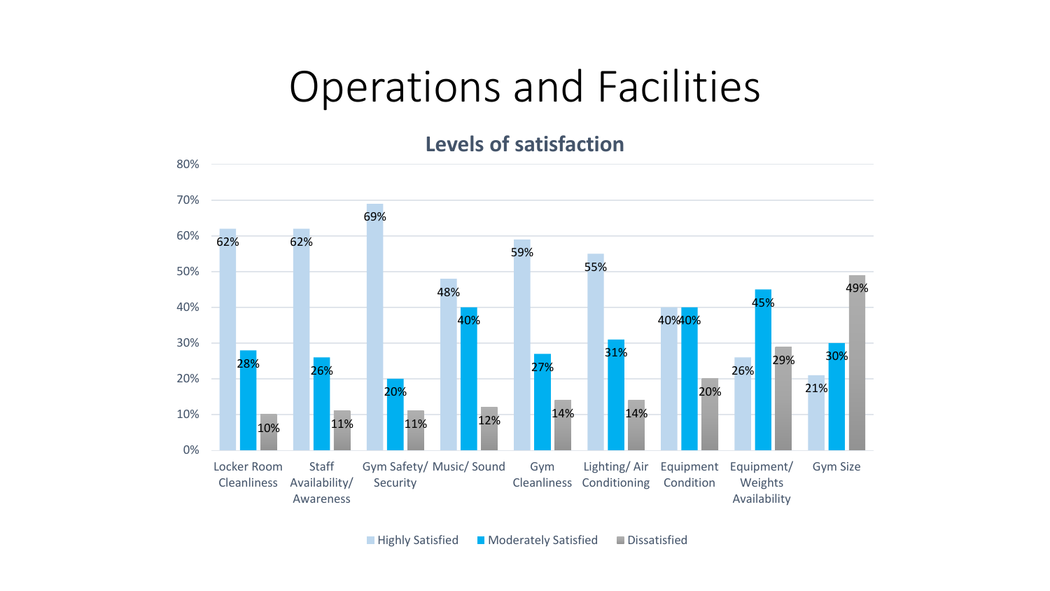# Operations and Facilities

## Levels of satisfaction

| Category | Highly Satisfied | Moderately Satisfied | Dissatisfied |
|---|---|---|---|
| Locker Room Cleanliness | 62% | 28% | 10% |
| Staff Availability/ Awareness | 62% | 26% | 11% |
| Gym Safety/ Security | 69% | 20% | 11% |
| Music/ Sound | 48% | 40% | 12% |
| Gym Cleanliness | 59% | 27% | 14% |
| Lighting/ Air Conditioning | 55% | 31% | 14% |
| Equipment Condition | 40% | 40% | 20% |
| Equipment/ Weights Availability | 26% | 45% | 29% |
| Gym Size | 21% | 30% | 49% |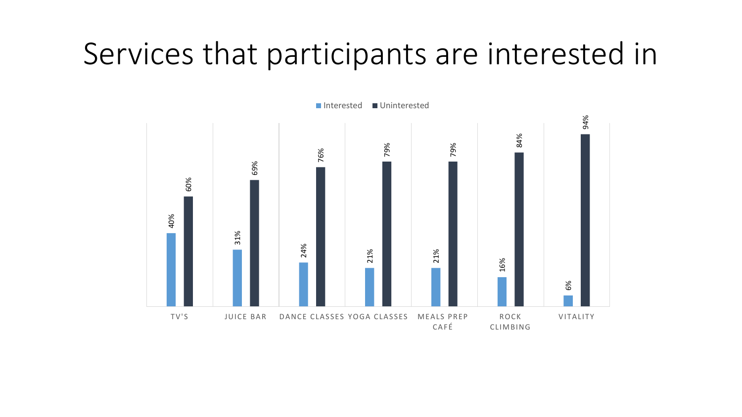# Services that participants are interested in

| | Interested | Uninterested |
|---|---|---|
| TV'S | 40% | 60% |
| JUICE BAR | 31% | 69% |
| DANCE CLASSES | 24% | 76% |
| YOGA CLASSES | 21% | 79% |
| MEALS PREP CAFÉ | 21% | 79% |
| ROCK CLIMBING | 16% | 84% |
| VITALITY | 6% | 94% |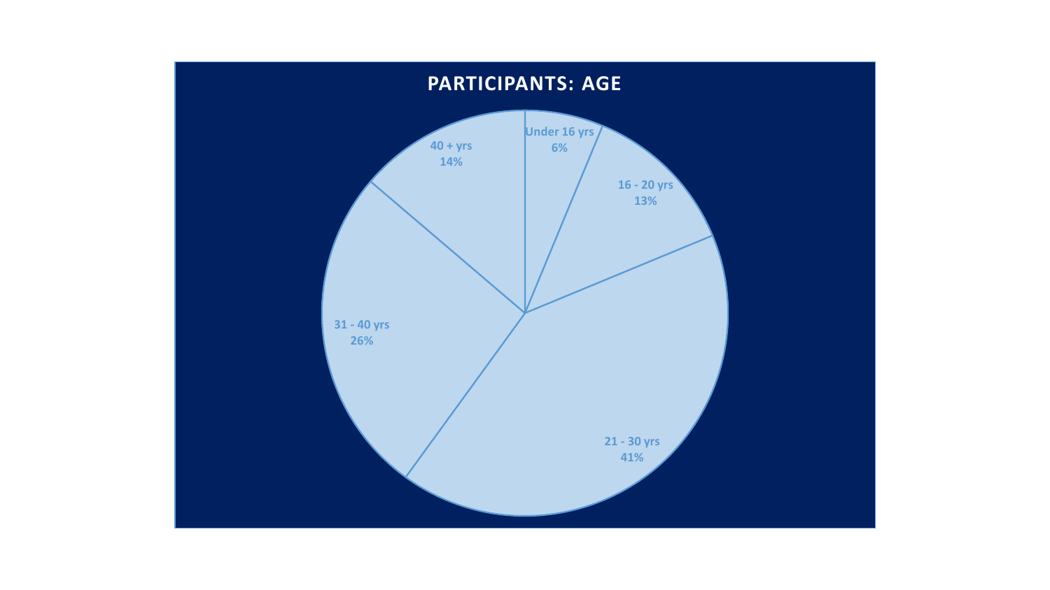## PARTICIPANTS: AGE

| Age | Percentage |
| --- | --- |
| Under 16 yrs | 6% |
| 16 - 20 yrs | 13% |
| 21 - 30 yrs | 41% |
| 31 - 40 yrs | 26% |
| 40 + yrs | 14% |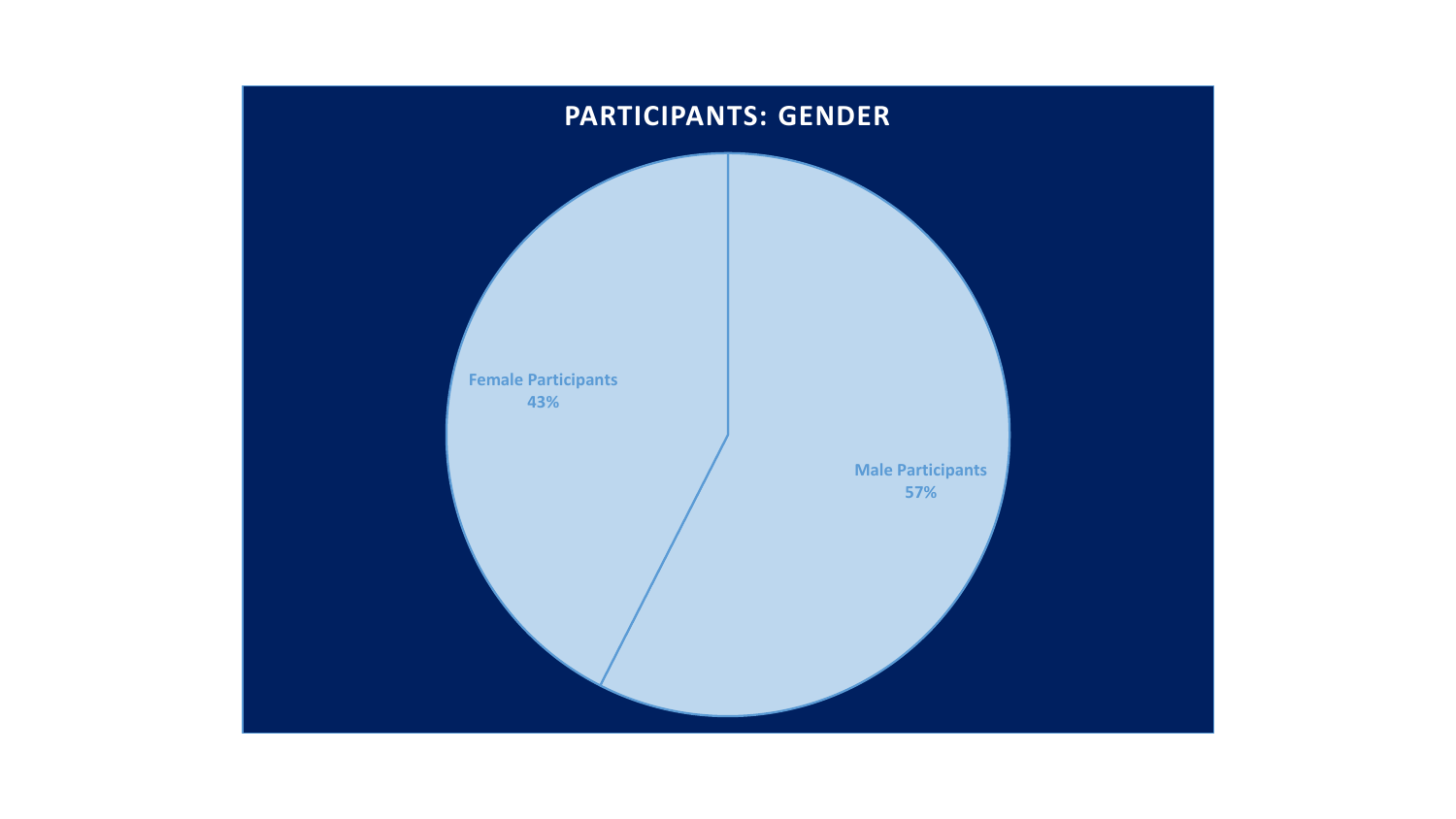## PARTICIPANTS: GENDER

Female Participants
43%

Male Participants
57%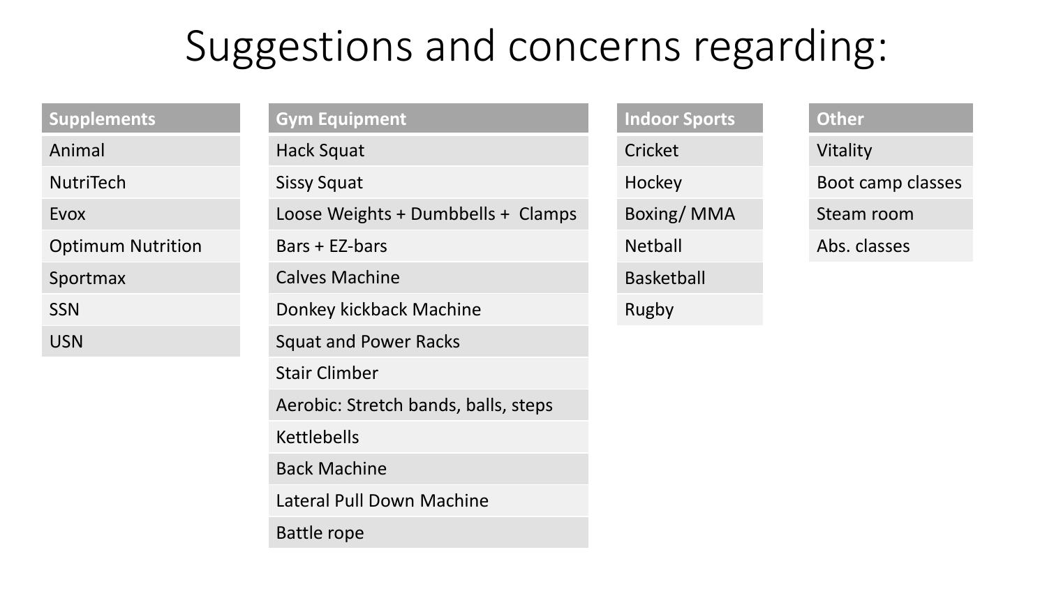# Suggestions and concerns regarding:

| Supplements |
| --- |
| Animal |
| NutriTech |
| Evox |
| Optimum Nutrition |
| Sportmax |
| SSN |
| USN |

| Gym Equipment |
| --- |
| Hack Squat |
| Sissy Squat |
| Loose Weights + Dumbbells + Clamps |
| Bars + EZ-bars |
| Calves Machine |
| Donkey kickback Machine |
| Squat and Power Racks |
| Stair Climber |
| Aerobic: Stretch bands, balls, steps |
| Kettlebells |
| Back Machine |
| Lateral Pull Down Machine |
| Battle rope |

| Indoor Sports |
| --- |
| Cricket |
| Hockey |
| Boxing/ MMA |
| Netball |
| Basketball |
| Rugby |

| Other |
| --- |
| Vitality |
| Boot camp classes |
| Steam room |
| Abs. classes |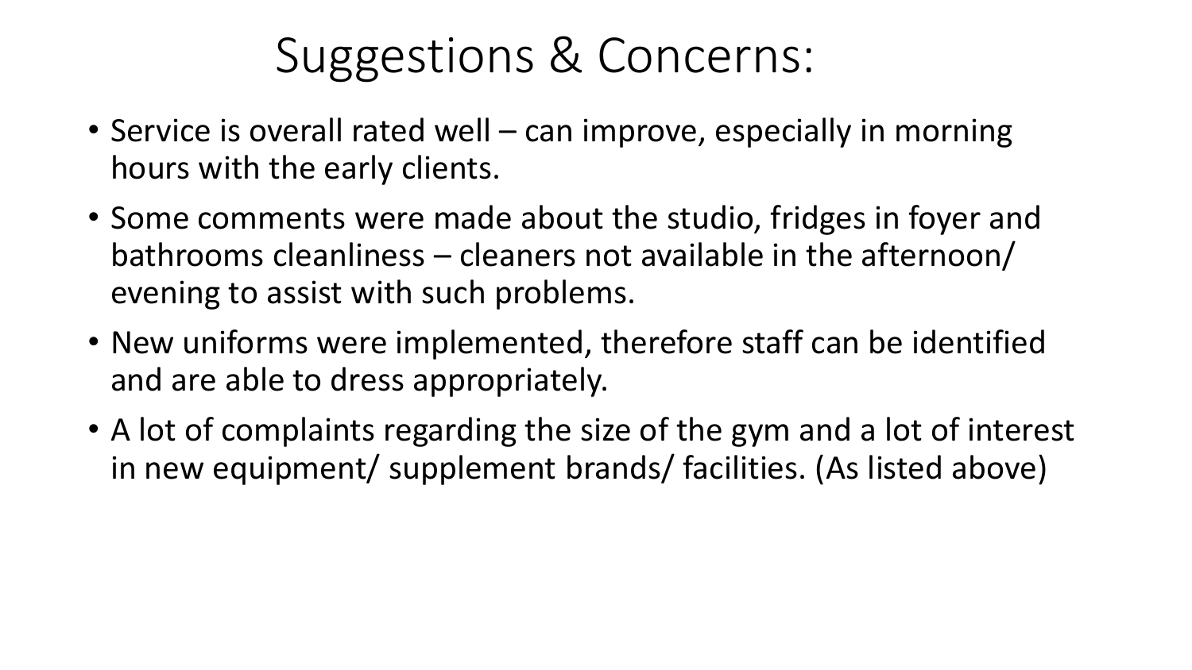# Suggestions & Concerns:

- Service is overall rated well – can improve, especially in morning hours with the early clients.
- Some comments were made about the studio, fridges in foyer and bathrooms cleanliness – cleaners not available in the afternoon/ evening to assist with such problems.
- New uniforms were implemented, therefore staff can be identified and are able to dress appropriately.
- A lot of complaints regarding the size of the gym and a lot of interest in new equipment/ supplement brands/ facilities. (As listed above)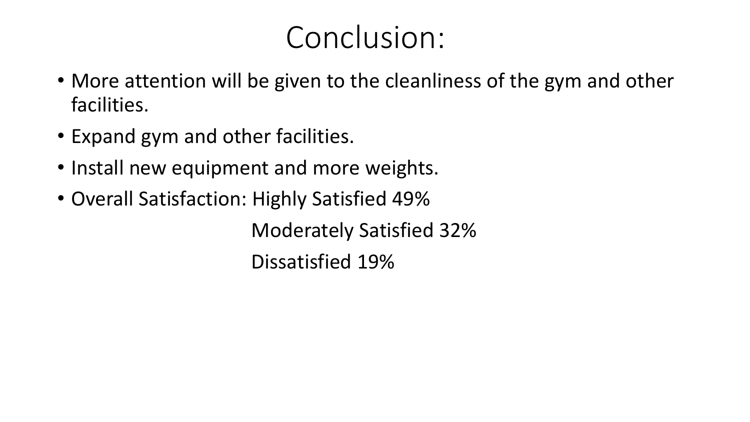# Conclusion:

- More attention will be given to the cleanliness of the gym and other facilities.
- Expand gym and other facilities.
- Install new equipment and more weights.
- Overall Satisfaction: Highly Satisfied 49%

  Moderately Satisfied 32%

  Dissatisfied 19%